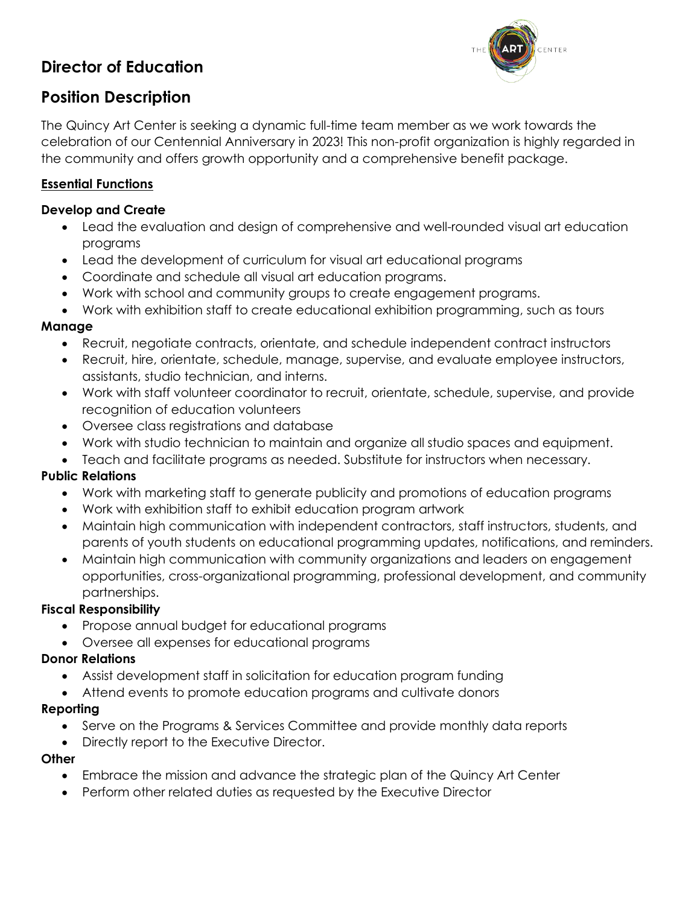# Director of Education

# Position Description

The Quincy Art Center is seeking a dynamic full-time team member as we work towards the celebration of our Centennial Anniversary in 2023! This non-profit organization is highly regarded in the community and offers growth opportunity and a comprehensive benefit package.

**Essential Functions**

**Develop and Create**

- Lead the evaluation and design of comprehensive and well-rounded visual art education programs
- Lead the development of curriculum for visual art educational programs
- Coordinate and schedule all visual art education programs.
- Work with school and community groups to create engagement programs.
- Work with exhibition staff to create educational exhibition programming, such as tours

**Manage**

- Recruit, negotiate contracts, orientate, and schedule independent contract instructors
- Recruit, hire, orientate, schedule, manage, supervise, and evaluate employee instructors, assistants, studio technician, and interns.
- Work with staff volunteer coordinator to recruit, orientate, schedule, supervise, and provide recognition of education volunteers
- Oversee class registrations and database
- Work with studio technician to maintain and organize all studio spaces and equipment.
- Teach and facilitate programs as needed. Substitute for instructors when necessary.

**Public Relations**

- Work with marketing staff to generate publicity and promotions of education programs
- Work with exhibition staff to exhibit education program artwork
- Maintain high communication with independent contractors, staff instructors, students, and parents of youth students on educational programming updates, notifications, and reminders.
- Maintain high communication with community organizations and leaders on engagement opportunities, cross-organizational programming, professional development, and community partnerships.

**Fiscal Responsibility**

- Propose annual budget for educational programs
- Oversee all expenses for educational programs

**Donor Relations**

- Assist development staff in solicitation for education program funding
- Attend events to promote education programs and cultivate donors

**Reporting**

- Serve on the Programs & Services Committee and provide monthly data reports
- Directly report to the Executive Director.

**Other**

- Embrace the mission and advance the strategic plan of the Quincy Art Center
- Perform other related duties as requested by the Executive Director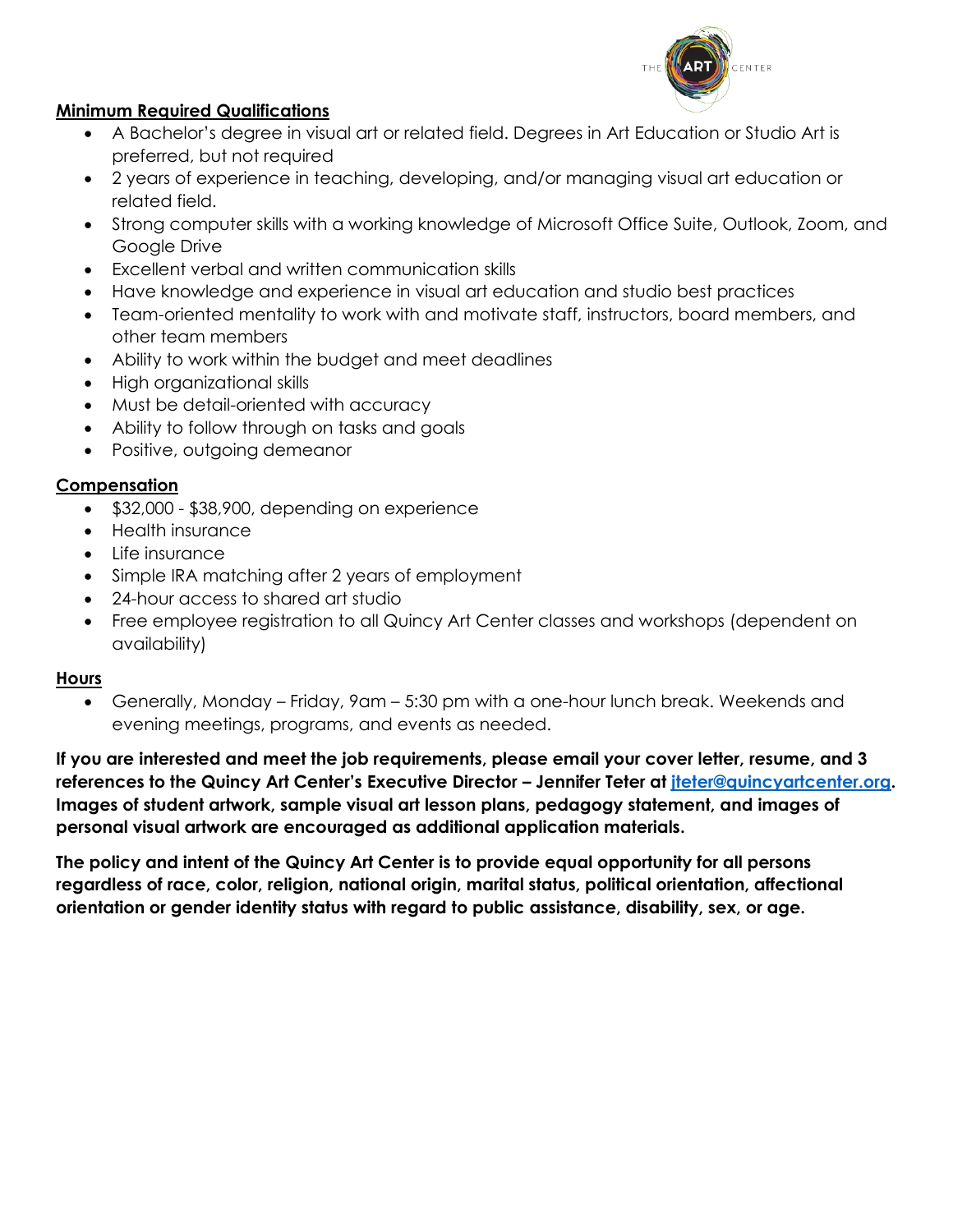**Minimum Required Qualifications**

- A Bachelor's degree in visual art or related field. Degrees in Art Education or Studio Art is preferred, but not required
- 2 years of experience in teaching, developing, and/or managing visual art education or related field.
- Strong computer skills with a working knowledge of Microsoft Office Suite, Outlook, Zoom, and Google Drive
- Excellent verbal and written communication skills
- Have knowledge and experience in visual art education and studio best practices
- Team-oriented mentality to work with and motivate staff, instructors, board members, and other team members
- Ability to work within the budget and meet deadlines
- High organizational skills
- Must be detail-oriented with accuracy
- Ability to follow through on tasks and goals
- Positive, outgoing demeanor

**Compensation**

- $32,000 - $38,900, depending on experience
- Health insurance
- Life insurance
- Simple IRA matching after 2 years of employment
- 24-hour access to shared art studio
- Free employee registration to all Quincy Art Center classes and workshops (dependent on availability)

**Hours**

- Generally, Monday – Friday, 9am – 5:30 pm with a one-hour lunch break. Weekends and evening meetings, programs, and events as needed.

**If you are interested and meet the job requirements, please email your cover letter, resume, and 3 references to the Quincy Art Center's Executive Director – Jennifer Teter at jteter@quincyartcenter.org. Images of student artwork, sample visual art lesson plans, pedagogy statement, and images of personal visual artwork are encouraged as additional application materials.**

**The policy and intent of the Quincy Art Center is to provide equal opportunity for all persons regardless of race, color, religion, national origin, marital status, political orientation, affectional orientation or gender identity status with regard to public assistance, disability, sex, or age.**